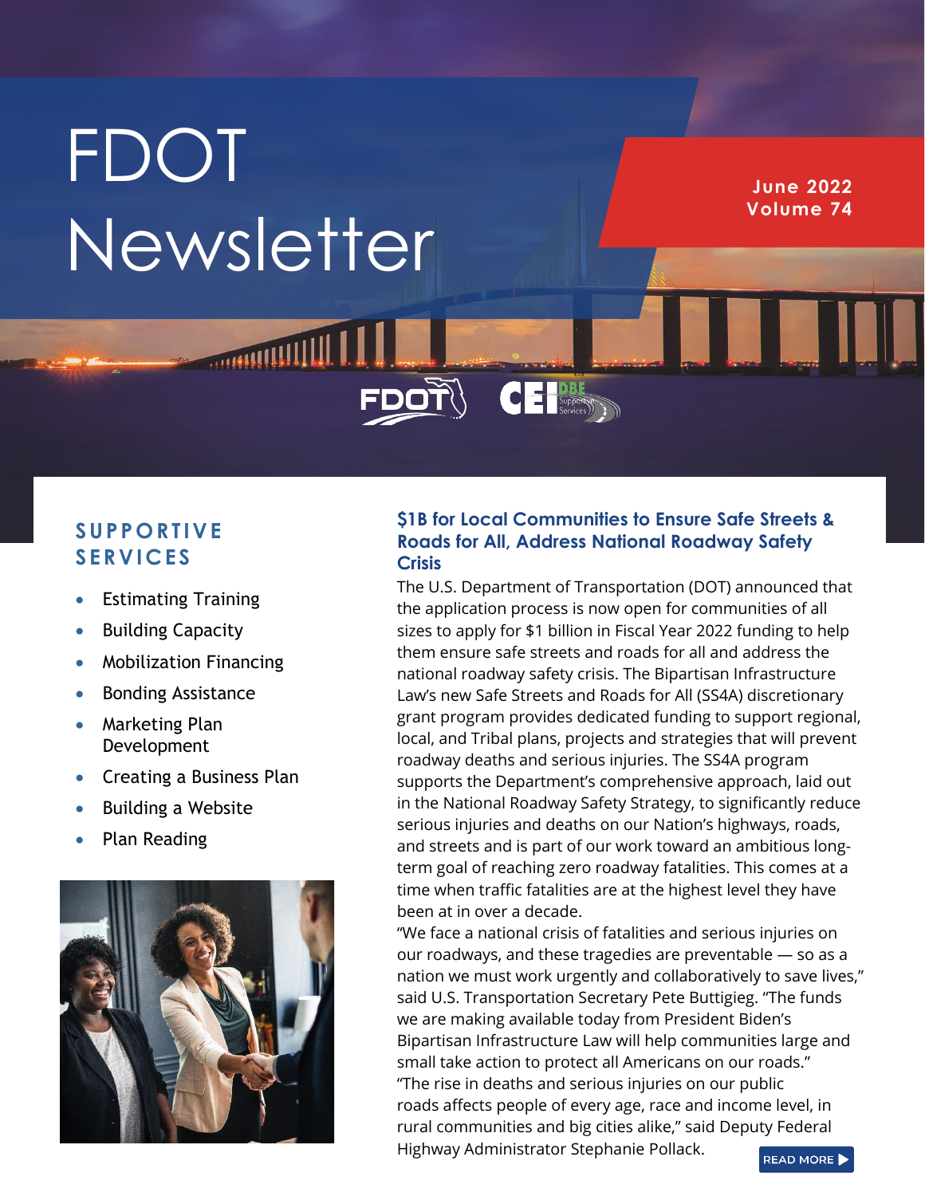# FDOT Newsletter

**June 2022**
**Volume 74**

## SUPPORTIVE SERVICES

- Estimating Training
- Building Capacity
- Mobilization Financing
- Bonding Assistance
- Marketing Plan Development
- Creating a Business Plan
- Building a Website
- Plan Reading

### $1B for Local Communities to Ensure Safe Streets & Roads for All, Address National Roadway Safety Crisis

The U.S. Department of Transportation (DOT) announced that the application process is now open for communities of all sizes to apply for $1 billion in Fiscal Year 2022 funding to help them ensure safe streets and roads for all and address the national roadway safety crisis. The Bipartisan Infrastructure Law's new Safe Streets and Roads for All (SS4A) discretionary grant program provides dedicated funding to support regional, local, and Tribal plans, projects and strategies that will prevent roadway deaths and serious injuries. The SS4A program supports the Department's comprehensive approach, laid out in the National Roadway Safety Strategy, to significantly reduce serious injuries and deaths on our Nation's highways, roads, and streets and is part of our work toward an ambitious long-term goal of reaching zero roadway fatalities. This comes at a time when traffic fatalities are at the highest level they have been at in over a decade.

"We face a national crisis of fatalities and serious injuries on our roadways, and these tragedies are preventable — so as a nation we must work urgently and collaboratively to save lives," said U.S. Transportation Secretary Pete Buttigieg. "The funds we are making available today from President Biden's Bipartisan Infrastructure Law will help communities large and small take action to protect all Americans on our roads."

"The rise in deaths and serious injuries on our public roads affects people of every age, race and income level, in rural communities and big cities alike," said Deputy Federal Highway Administrator Stephanie Pollack.

READ MORE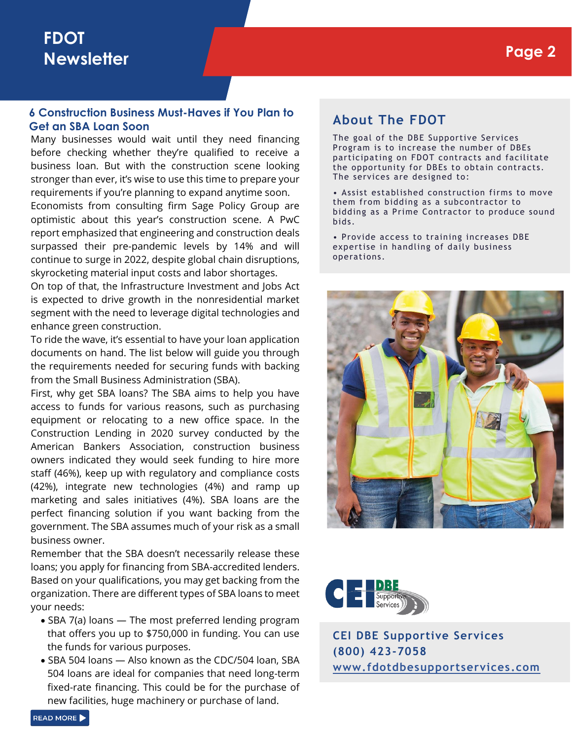## 6 Construction Business Must-Haves if You Plan to Get an SBA Loan Soon

Many businesses would wait until they need financing before checking whether they're qualified to receive a business loan. But with the construction scene looking stronger than ever, it's wise to use this time to prepare your requirements if you're planning to expand anytime soon.

Economists from consulting firm Sage Policy Group are optimistic about this year's construction scene. A PwC report emphasized that engineering and construction deals surpassed their pre-pandemic levels by 14% and will continue to surge in 2022, despite global chain disruptions, skyrocketing material input costs and labor shortages.

On top of that, the Infrastructure Investment and Jobs Act is expected to drive growth in the nonresidential market segment with the need to leverage digital technologies and enhance green construction.

To ride the wave, it's essential to have your loan application documents on hand. The list below will guide you through the requirements needed for securing funds with backing from the Small Business Administration (SBA).

First, why get SBA loans? The SBA aims to help you have access to funds for various reasons, such as purchasing equipment or relocating to a new office space. In the Construction Lending in 2020 survey conducted by the American Bankers Association, construction business owners indicated they would seek funding to hire more staff (46%), keep up with regulatory and compliance costs (42%), integrate new technologies (4%) and ramp up marketing and sales initiatives (4%). SBA loans are the perfect financing solution if you want backing from the government. The SBA assumes much of your risk as a small business owner.

Remember that the SBA doesn't necessarily release these loans; you apply for financing from SBA-accredited lenders. Based on your qualifications, you may get backing from the organization. There are different types of SBA loans to meet your needs:

- SBA 7(a) loans — The most preferred lending program that offers you up to $750,000 in funding. You can use the funds for various purposes.
- SBA 504 loans — Also known as the CDC/504 loan, SBA 504 loans are ideal for companies that need long-term fixed-rate financing. This could be for the purchase of new facilities, huge machinery or purchase of land.

READ MORE ▶

## About The FDOT

The goal of the DBE Supportive Services Program is to increase the number of DBEs participating on FDOT contracts and facilitate the opportunity for DBEs to obtain contracts. The services are designed to:

- Assist established construction firms to move them from bidding as a subcontractor to bidding as a Prime Contractor to produce sound bids.
- Provide access to training increases DBE expertise in handling of daily business operations.

CEI DBE Supportive Services

**CEI DBE Supportive Services**
**(800) 423-7058**
**www.fdotdbesupportservices.com**